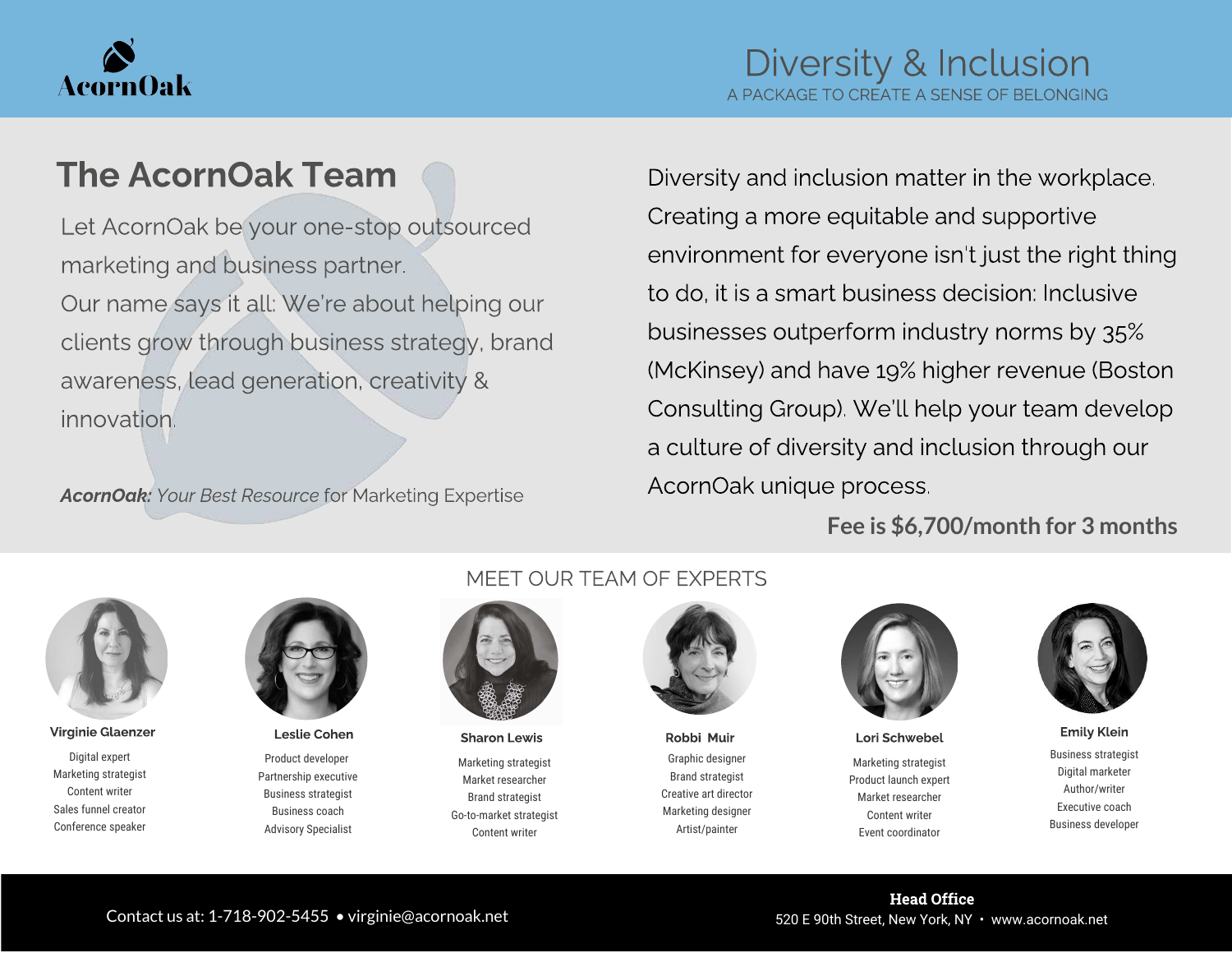AcornOak

# Diversity & Inclusion

A PACKAGE TO CREATE A SENSE OF BELONGING

## The AcornOak Team

Let AcornOak be your one-stop outsourced marketing and business partner.
Our name says it all: We're about helping our clients grow through business strategy, brand awareness, lead generation, creativity & innovation.

***AcornOak:*** *Your Best Resource* for Marketing Expertise

Diversity and inclusion matter in the workplace. Creating a more equitable and supportive environment for everyone isn't just the right thing to do, it is a smart business decision: Inclusive businesses outperform industry norms by 35% (McKinsey) and have 19% higher revenue (Boston Consulting Group). We'll help your team develop a culture of diversity and inclusion through our AcornOak unique process.

**Fee is $6,700/month for 3 months**

## MEET OUR TEAM OF EXPERTS

**Virginie Glaenzer**
Digital expert
Marketing strategist
Content writer
Sales funnel creator
Conference speaker

**Leslie Cohen**
Product developer
Partnership executive
Business strategist
Business coach
Advisory Specialist

**Sharon Lewis**
Marketing strategist
Market researcher
Brand strategist
Go-to-market strategist
Content writer

**Robbi Muir**
Graphic designer
Brand strategist
Creative art director
Marketing designer
Artist/painter

**Lori Schwebel**
Marketing strategist
Product launch expert
Market researcher
Content writer
Event coordinator

**Emily Klein**
Business strategist
Digital marketer
Author/writer
Executive coach
Business developer

Contact us at: 1-718-902-5455 • virginie@acornoak.net

**Head Office**
520 E 90th Street, New York, NY • www.acornoak.net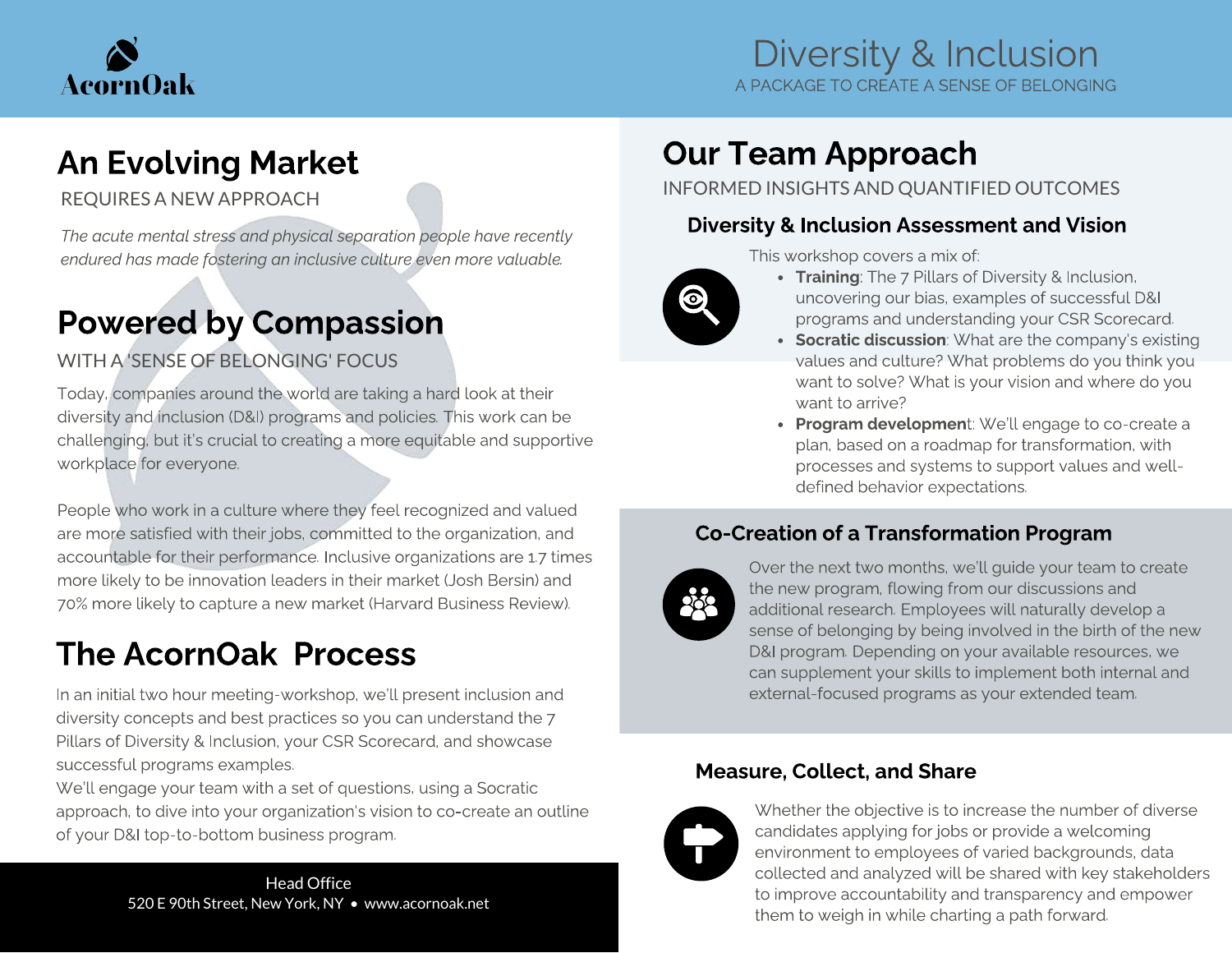AcornOak

# Diversity & Inclusion

A PACKAGE TO CREATE A SENSE OF BELONGING

## An Evolving Market

REQUIRES A NEW APPROACH

*The acute mental stress and physical separation people have recently endured has made fostering an inclusive culture even more valuable.*

## Powered by Compassion

WITH A 'SENSE OF BELONGING' FOCUS

Today, companies around the world are taking a hard look at their diversity and inclusion (D&I) programs and policies. This work can be challenging, but it's crucial to creating a more equitable and supportive workplace for everyone.

People who work in a culture where they feel recognized and valued are more satisfied with their jobs, committed to the organization, and accountable for their performance. Inclusive organizations are 1.7 times more likely to be innovation leaders in their market (Josh Bersin) and 70% more likely to capture a new market (Harvard Business Review).

## The AcornOak Process

In an initial two hour meeting-workshop, we'll present inclusion and diversity concepts and best practices so you can understand the 7 Pillars of Diversity & Inclusion, your CSR Scorecard, and showcase successful programs examples.
We'll engage your team with a set of questions, using a Socratic approach, to dive into your organization's vision to co-create an outline of your D&I top-to-bottom business program.

Head Office
520 E 90th Street, New York, NY • www.acornoak.net

## Our Team Approach

INFORMED INSIGHTS AND QUANTIFIED OUTCOMES

### Diversity & Inclusion Assessment and Vision

This workshop covers a mix of:

- **Training**: The 7 Pillars of Diversity & Inclusion, uncovering our bias, examples of successful D&I programs and understanding your CSR Scorecard.
- **Socratic discussion**: What are the company's existing values and culture? What problems do you think you want to solve? What is your vision and where do you want to arrive?
- **Program development**: We'll engage to co-create a plan, based on a roadmap for transformation, with processes and systems to support values and well-defined behavior expectations.

### Co-Creation of a Transformation Program

Over the next two months, we'll guide your team to create the new program, flowing from our discussions and additional research. Employees will naturally develop a sense of belonging by being involved in the birth of the new D&I program. Depending on your available resources, we can supplement your skills to implement both internal and external-focused programs as your extended team.

### Measure, Collect, and Share

Whether the objective is to increase the number of diverse candidates applying for jobs or provide a welcoming environment to employees of varied backgrounds, data collected and analyzed will be shared with key stakeholders to improve accountability and transparency and empower them to weigh in while charting a path forward.